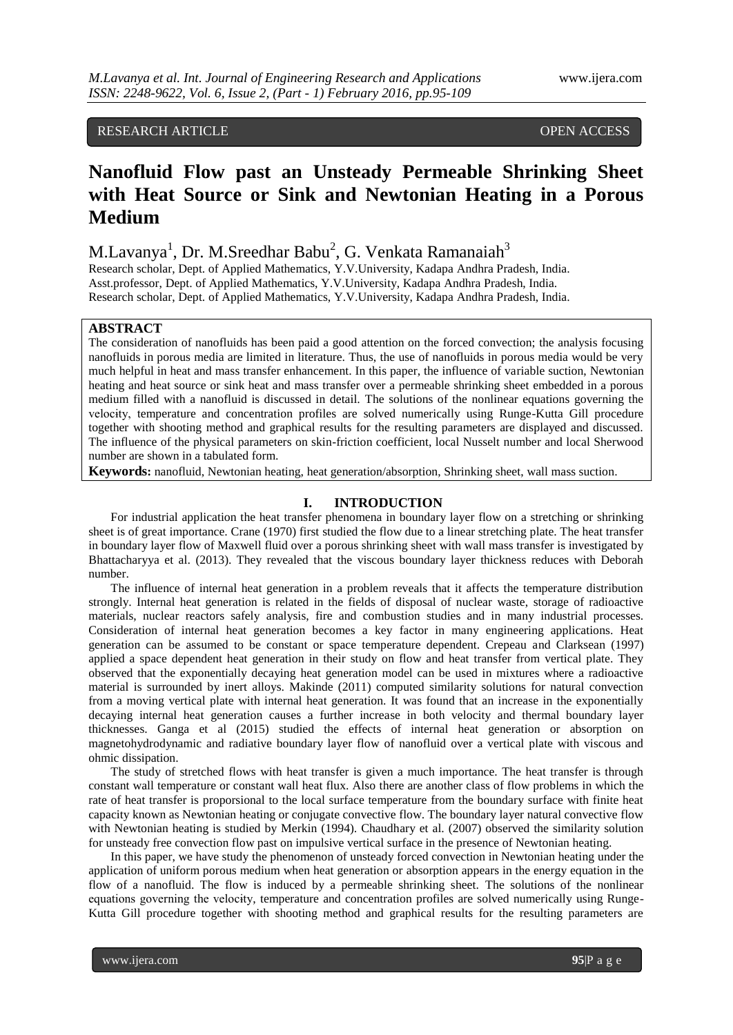RESEARCH ARTICLE OPEN ACCESS

# Nanofluid Flow past an Unsteady Permeable Shrinking Sheet with Heat Source or Sink and Newtonian Heating in a Porous Medium

M.Lavanya[1], Dr. M.Sreedhar Babu[2], G. Venkata Ramanaiah[3]

Research scholar, Dept. of Applied Mathematics, Y.V.University, Kadapa Andhra Pradesh, India.
Asst.professor, Dept. of Applied Mathematics, Y.V.University, Kadapa Andhra Pradesh, India.
Research scholar, Dept. of Applied Mathematics, Y.V.University, Kadapa Andhra Pradesh, India.

## ABSTRACT

The consideration of nanofluids has been paid a good attention on the forced convection; the analysis focusing nanofluids in porous media are limited in literature. Thus, the use of nanofluids in porous media would be very much helpful in heat and mass transfer enhancement. In this paper, the influence of variable suction, Newtonian heating and heat source or sink heat and mass transfer over a permeable shrinking sheet embedded in a porous medium filled with a nanofluid is discussed in detail. The solutions of the nonlinear equations governing the velocity, temperature and concentration profiles are solved numerically using Runge-Kutta Gill procedure together with shooting method and graphical results for the resulting parameters are displayed and discussed. The influence of the physical parameters on skin-friction coefficient, local Nusselt number and local Sherwood number are shown in a tabulated form.

**Keywords:** nanofluid, Newtonian heating, heat generation/absorption, Shrinking sheet, wall mass suction.

## I. INTRODUCTION

For industrial application the heat transfer phenomena in boundary layer flow on a stretching or shrinking sheet is of great importance. Crane (1970) first studied the flow due to a linear stretching plate. The heat transfer in boundary layer flow of Maxwell fluid over a porous shrinking sheet with wall mass transfer is investigated by Bhattacharyya et al. (2013). They revealed that the viscous boundary layer thickness reduces with Deborah number.

The influence of internal heat generation in a problem reveals that it affects the temperature distribution strongly. Internal heat generation is related in the fields of disposal of nuclear waste, storage of radioactive materials, nuclear reactors safely analysis, fire and combustion studies and in many industrial processes. Consideration of internal heat generation becomes a key factor in many engineering applications. Heat generation can be assumed to be constant or space temperature dependent. Crepeau and Clarksean (1997) applied a space dependent heat generation in their study on flow and heat transfer from vertical plate. They observed that the exponentially decaying heat generation model can be used in mixtures where a radioactive material is surrounded by inert alloys. Makinde (2011) computed similarity solutions for natural convection from a moving vertical plate with internal heat generation. It was found that an increase in the exponentially decaying internal heat generation causes a further increase in both velocity and thermal boundary layer thicknesses. Ganga et al (2015) studied the effects of internal heat generation or absorption on magnetohydrodynamic and radiative boundary layer flow of nanofluid over a vertical plate with viscous and ohmic dissipation.

The study of stretched flows with heat transfer is given a much importance. The heat transfer is through constant wall temperature or constant wall heat flux. Also there are another class of flow problems in which the rate of heat transfer is proporsional to the local surface temperature from the boundary surface with finite heat capacity known as Newtonian heating or conjugate convective flow. The boundary layer natural convective flow with Newtonian heating is studied by Merkin (1994). Chaudhary et al. (2007) observed the similarity solution for unsteady free convection flow past on impulsive vertical surface in the presence of Newtonian heating.

In this paper, we have study the phenomenon of unsteady forced convection in Newtonian heating under the application of uniform porous medium when heat generation or absorption appears in the energy equation in the flow of a nanofluid. The flow is induced by a permeable shrinking sheet. The solutions of the nonlinear equations governing the velocity, temperature and concentration profiles are solved numerically using Runge-Kutta Gill procedure together with shooting method and graphical results for the resulting parameters are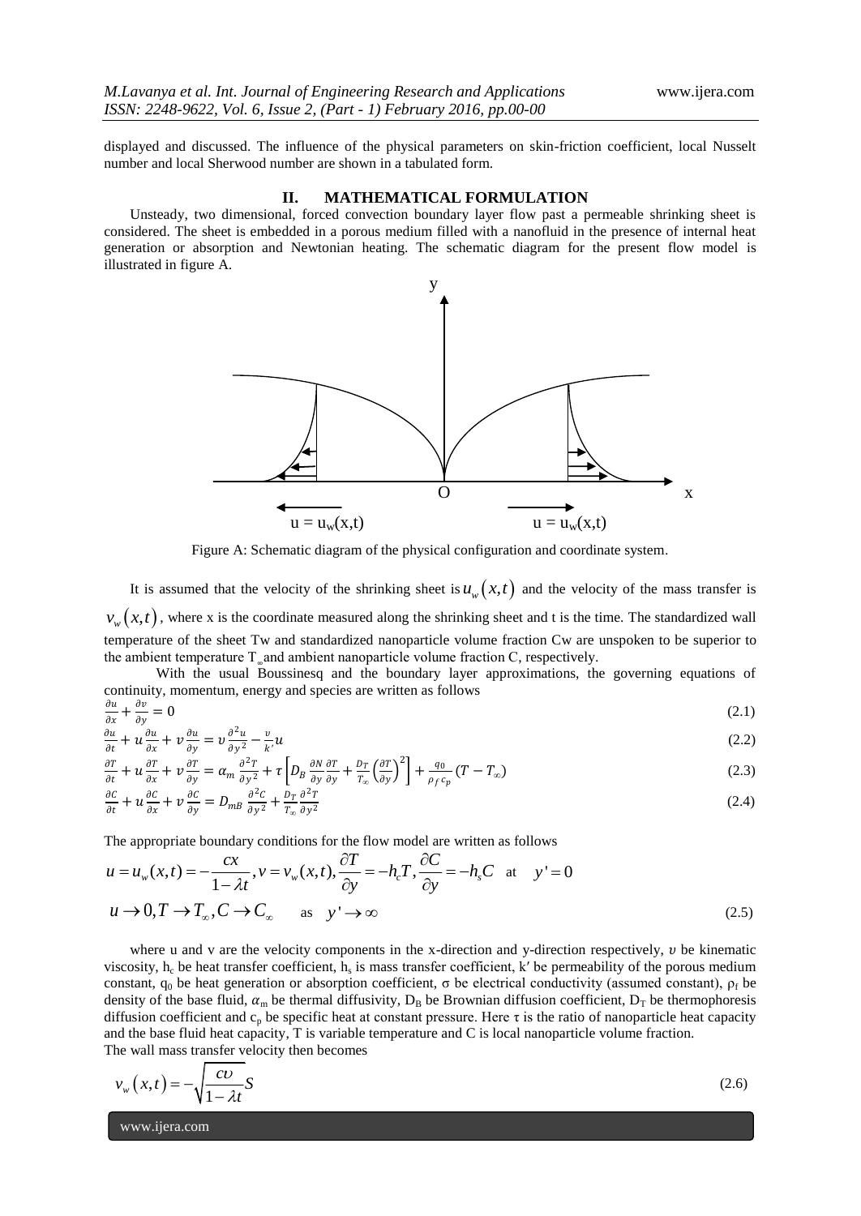displayed and discussed. The influence of the physical parameters on skin-friction coefficient, local Nusselt number and local Sherwood number are shown in a tabulated form.

## II. MATHEMATICAL FORMULATION

Unsteady, two dimensional, forced convection boundary layer flow past a permeable shrinking sheet is considered. The sheet is embedded in a porous medium filled with a nanofluid in the presence of internal heat generation or absorption and Newtonian heating. The schematic diagram for the present flow model is illustrated in figure A.

Figure A: Schematic diagram of the physical configuration and coordinate system.

It is assumed that the velocity of the shrinking sheet is $u_w(x,t)$ and the velocity of the mass transfer is $v_w(x,t)$, where x is the coordinate measured along the shrinking sheet and t is the time. The standardized wall temperature of the sheet Tw and standardized nanoparticle volume fraction Cw are unspoken to be superior to the ambient temperature $T_\infty$ and ambient nanoparticle volume fraction C, respectively.

With the usual Boussinesq and the boundary layer approximations, the governing equations of continuity, momentum, energy and species are written as follows

$$\frac{\partial u}{\partial x} + \frac{\partial v}{\partial y} = 0 \tag{2.1}$$

$$\frac{\partial u}{\partial t} + u\frac{\partial u}{\partial x} + v\frac{\partial u}{\partial y} = \upsilon\frac{\partial^2 u}{\partial y^2} - \frac{\upsilon}{k'}u \tag{2.2}$$

$$\frac{\partial T}{\partial t} + u\frac{\partial T}{\partial x} + v\frac{\partial T}{\partial y} = \alpha_m\frac{\partial^2 T}{\partial y^2} + \tau\left[D_B\frac{\partial N}{\partial y}\frac{\partial T}{\partial y} + \frac{D_T}{T_\infty}\left(\frac{\partial T}{\partial y}\right)^2\right] + \frac{q_0}{\rho_f c_p}(T - T_\infty) \tag{2.3}$$

$$\frac{\partial C}{\partial t} + u\frac{\partial C}{\partial x} + v\frac{\partial C}{\partial y} = D_{mB}\frac{\partial^2 C}{\partial y^2} + \frac{D_T}{T_\infty}\frac{\partial^2 T}{\partial y^2} \tag{2.4}$$

The appropriate boundary conditions for the flow model are written as follows

$$u = u_w(x,t) = -\frac{cx}{1-\lambda t},\ v = v_w(x,t),\ \frac{\partial T}{\partial y} = -h_c T,\ \frac{\partial C}{\partial y} = -h_s C \quad \text{at} \quad y' = 0$$

$$u \to 0, T \to T_\infty, C \to C_\infty \quad \text{as} \quad y' \to \infty \tag{2.5}$$

where u and v are the velocity components in the x-direction and y-direction respectively, $\upsilon$ be kinematic viscosity, $h_c$ be heat transfer coefficient, $h_s$ is mass transfer coefficient, k′ be permeability of the porous medium constant, $q_0$ be heat generation or absorption coefficient, σ be electrical conductivity (assumed constant), $\rho_f$ be density of the base fluid, $\alpha_m$ be thermal diffusivity, $D_B$ be Brownian diffusion coefficient, $D_T$ be thermophoresis diffusion coefficient and $c_p$ be specific heat at constant pressure. Here τ is the ratio of nanoparticle heat capacity and the base fluid heat capacity, T is variable temperature and C is local nanoparticle volume fraction.
The wall mass transfer velocity then becomes

$$v_w(x,t) = -\sqrt{\frac{c\upsilon}{1-\lambda t}}S \tag{2.6}$$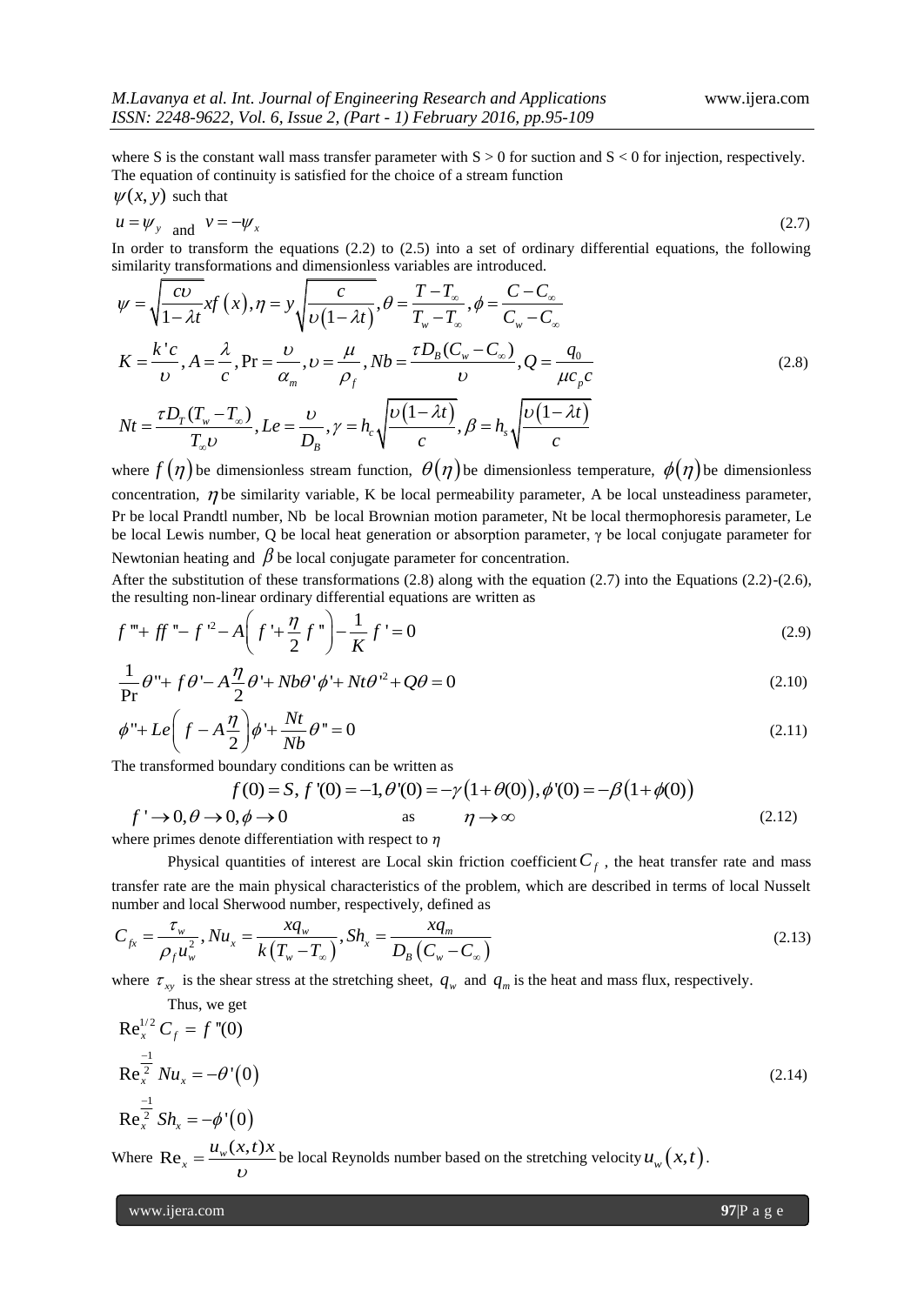where S is the constant wall mass transfer parameter with $S > 0$ for suction and $S < 0$ for injection, respectively. The equation of continuity is satisfied for the choice of a stream function

$\psi(x, y)$ such that

$$u = \psi_y \text{ and } v = -\psi_x \tag{2.7}$$

In order to transform the equations (2.2) to (2.5) into a set of ordinary differential equations, the following similarity transformations and dimensionless variables are introduced.

$$\psi = \sqrt{\frac{c\upsilon}{1-\lambda t}}xf(x), \eta = y\sqrt{\frac{c}{\upsilon(1-\lambda t)}}, \theta = \frac{T-T_\infty}{T_w-T_\infty}, \phi = \frac{C-C_\infty}{C_w-C_\infty}$$

$$K = \frac{k'c}{\upsilon}, A = \frac{\lambda}{c}, \Pr = \frac{\upsilon}{\alpha_m}, \upsilon = \frac{\mu}{\rho_f}, Nb = \frac{\tau D_B(C_w - C_\infty)}{\upsilon}, Q = \frac{q_0}{\mu c_p c} \tag{2.8}$$

$$Nt = \frac{\tau D_T(T_w - T_\infty)}{T_\infty \upsilon}, Le = \frac{\upsilon}{D_B}, \gamma = h_c\sqrt{\frac{\upsilon(1-\lambda t)}{c}}, \beta = h_s\sqrt{\frac{\upsilon(1-\lambda t)}{c}}$$

where $f(\eta)$ be dimensionless stream function, $\theta(\eta)$ be dimensionless temperature, $\phi(\eta)$ be dimensionless concentration, $\eta$ be similarity variable, K be local permeability parameter, A be local unsteadiness parameter, Pr be local Prandtl number, Nb be local Brownian motion parameter, Nt be local thermophoresis parameter, Le be local Lewis number, Q be local heat generation or absorption parameter, $\gamma$ be local conjugate parameter for Newtonian heating and $\beta$ be local conjugate parameter for concentration.

After the substitution of these transformations (2.8) along with the equation (2.7) into the Equations (2.2)-(2.6), the resulting non-linear ordinary differential equations are written as

$$f''' + ff'' - f'^2 - A\left(f' + \frac{\eta}{2}f''\right) - \frac{1}{K}f' = 0 \tag{2.9}$$

$$\frac{1}{\Pr}\theta'' + f\theta' - A\frac{\eta}{2}\theta' + Nb\theta'\phi' + Nt\theta'^2 + Q\theta = 0 \tag{2.10}$$

$$\phi'' + Le\left(f - A\frac{\eta}{2}\right)\phi' + \frac{Nt}{Nb}\theta'' = 0 \tag{2.11}$$

The transformed boundary conditions can be written as

$$f(0) = S,\ f'(0) = -1, \theta'(0) = -\gamma(1+\theta(0)), \phi'(0) = -\beta(1+\phi(0))$$

$$f' \to 0, \theta \to 0, \phi \to 0 \quad \text{as} \quad \eta \to \infty \tag{2.12}$$

where primes denote differentiation with respect to $\eta$

Physical quantities of interest are Local skin friction coefficient $C_f$, the heat transfer rate and mass transfer rate are the main physical characteristics of the problem, which are described in terms of local Nusselt number and local Sherwood number, respectively, defined as

$$C_{fx} = \frac{\tau_w}{\rho_f u_w^2}, Nu_x = \frac{xq_w}{k(T_w - T_\infty)}, Sh_x = \frac{xq_m}{D_B(C_w - C_\infty)} \tag{2.13}$$

where $\tau_{xy}$ is the shear stress at the stretching sheet, $q_w$ and $q_m$ is the heat and mass flux, respectively.

Thus, we get

$$\mathrm{Re}_x^{1/2} C_f = f''(0)$$

$$\mathrm{Re}_x^{\frac{-1}{2}} Nu_x = -\theta'(0) \tag{2.14}$$

$$\mathrm{Re}_x^{\frac{-1}{2}} Sh_x = -\phi'(0)$$

Where $\mathrm{Re}_x = \dfrac{u_w(x,t)x}{\upsilon}$ be local Reynolds number based on the stretching velocity $u_w(x,t)$.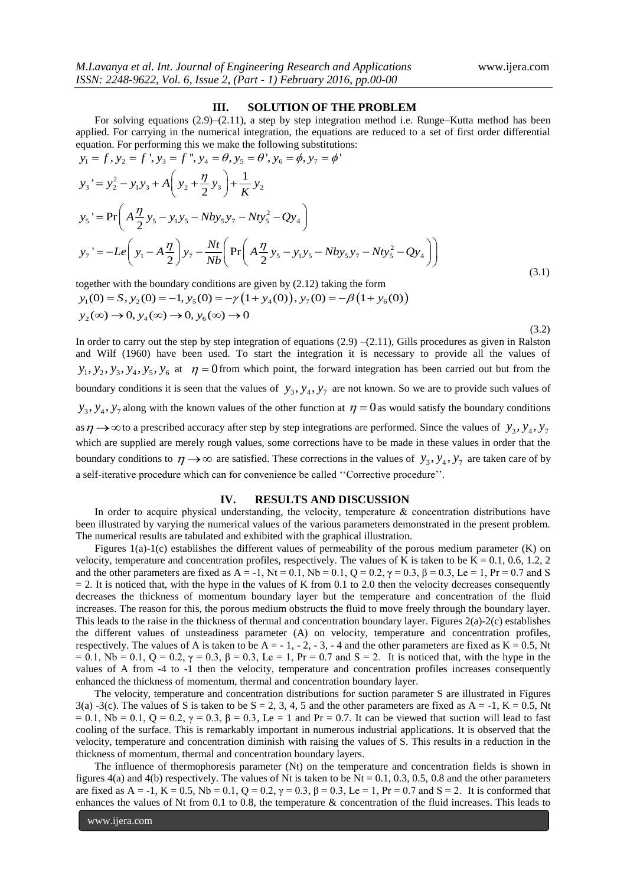## III. SOLUTION OF THE PROBLEM

For solving equations (2.9)–(2.11), a step by step integration method i.e. Runge–Kutta method has been applied. For carrying in the numerical integration, the equations are reduced to a set of first order differential equation. For performing this we make the following substitutions:

$$y_1 = f, y_2 = f', y_3 = f'', y_4 = \theta, y_5 = \theta', y_6 = \phi, y_7 = \phi'$$

$$y_3' = y_2^2 - y_1 y_3 + A\left(y_2 + \frac{\eta}{2} y_3\right) + \frac{1}{K} y_2$$

$$y_5' = \Pr\left(A\frac{\eta}{2} y_5 - y_1 y_5 - Nb y_5 y_7 - Nt y_5^2 - Q y_4\right)$$

$$y_7' = -Le\left(y_1 - A\frac{\eta}{2}\right) y_7 - \frac{Nt}{Nb}\left(\Pr\left(A\frac{\eta}{2} y_5 - y_1 y_5 - Nb y_5 y_7 - Nt y_5^2 - Q y_4\right)\right) \tag{3.1}$$

together with the boundary conditions are given by (2.12) taking the form

$$y_1(0) = S, y_2(0) = -1, y_5(0) = -\gamma\left(1 + y_4(0)\right), y_7(0) = -\beta\left(1 + y_6(0)\right)$$

$$y_2(\infty) \to 0, y_4(\infty) \to 0, y_6(\infty) \to 0 \tag{3.2}$$

In order to carry out the step by step integration of equations (2.9) –(2.11), Gills procedures as given in Ralston and Wilf (1960) have been used. To start the integration it is necessary to provide all the values of $y_1, y_2, y_3, y_4, y_5, y_6$ at $\eta = 0$ from which point, the forward integration has been carried out but from the boundary conditions it is seen that the values of $y_3, y_4, y_7$ are not known. So we are to provide such values of $y_3, y_4, y_7$ along with the known values of the other function at $\eta = 0$ as would satisfy the boundary conditions as $\eta \to \infty$ to a prescribed accuracy after step by step integrations are performed. Since the values of $y_3, y_4, y_7$ which are supplied are merely rough values, some corrections have to be made in these values in order that the boundary conditions to $\eta \to \infty$ are satisfied. These corrections in the values of $y_3, y_4, y_7$ are taken care of by a self-iterative procedure which can for convenience be called ''Corrective procedure''.

## IV. RESULTS AND DISCUSSION

In order to acquire physical understanding, the velocity, temperature & concentration distributions have been illustrated by varying the numerical values of the various parameters demonstrated in the present problem. The numerical results are tabulated and exhibited with the graphical illustration.

Figures 1(a)-1(c) establishes the different values of permeability of the porous medium parameter (K) on velocity, temperature and concentration profiles, respectively. The values of K is taken to be K = 0.1, 0.6, 1.2, 2 and the other parameters are fixed as A = -1, Nt = 0.1, Nb = 0.1, Q = 0.2, γ = 0.3, β = 0.3, Le = 1, Pr = 0.7 and S = 2. It is noticed that, with the hype in the values of K from 0.1 to 2.0 then the velocity decreases consequently decreases the thickness of momentum boundary layer but the temperature and concentration of the fluid increases. The reason for this, the porous medium obstructs the fluid to move freely through the boundary layer. This leads to the raise in the thickness of thermal and concentration boundary layer. Figures 2(a)-2(c) establishes the different values of unsteadiness parameter (A) on velocity, temperature and concentration profiles, respectively. The values of A is taken to be A = - 1, - 2, - 3, - 4 and the other parameters are fixed as K = 0.5, Nt = 0.1, Nb = 0.1, Q = 0.2, γ = 0.3, β = 0.3, Le = 1, Pr = 0.7 and S = 2. It is noticed that, with the hype in the values of A from -4 to -1 then the velocity, temperature and concentration profiles increases consequently enhanced the thickness of momentum, thermal and concentration boundary layer.

The velocity, temperature and concentration distributions for suction parameter S are illustrated in Figures 3(a) -3(c). The values of S is taken to be S = 2, 3, 4, 5 and the other parameters are fixed as A = -1, K = 0.5, Nt = 0.1, Nb = 0.1, Q = 0.2, γ = 0.3, β = 0.3, Le = 1 and Pr = 0.7. It can be viewed that suction will lead to fast cooling of the surface. This is remarkably important in numerous industrial applications. It is observed that the velocity, temperature and concentration diminish with raising the values of S. This results in a reduction in the thickness of momentum, thermal and concentration boundary layers.

The influence of thermophoresis parameter (Nt) on the temperature and concentration fields is shown in figures 4(a) and 4(b) respectively. The values of Nt is taken to be Nt = 0.1, 0.3, 0.5, 0.8 and the other parameters are fixed as A = -1, K = 0.5, Nb = 0.1, Q = 0.2, γ = 0.3, β = 0.3, Le = 1, Pr = 0.7 and S = 2. It is conformed that enhances the values of Nt from 0.1 to 0.8, the temperature & concentration of the fluid increases. This leads to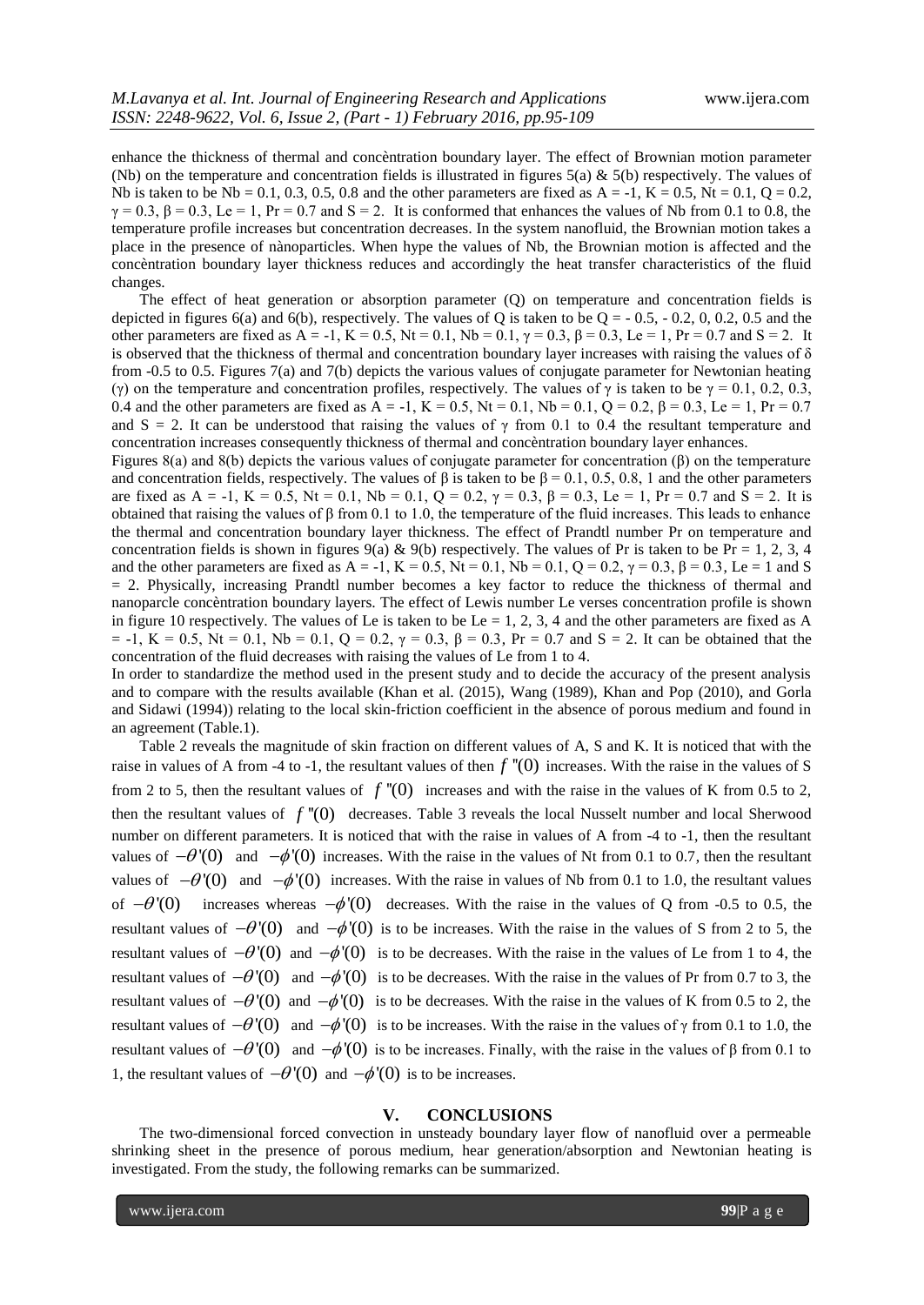enhance the thickness of thermal and concèntration boundary layer. The effect of Brownian motion parameter (Nb) on the temperature and concentration fields is illustrated in figures 5(a) & 5(b) respectively. The values of Nb is taken to be Nb = 0.1, 0.3, 0.5, 0.8 and the other parameters are fixed as A = -1, K = 0.5, Nt = 0.1, Q = 0.2, $\gamma = 0.3$, $\beta = 0.3$, Le = 1, Pr = 0.7 and S = 2. It is conformed that enhances the values of Nb from 0.1 to 0.8, the temperature profile increases but concentration decreases. In the system nanofluid, the Brownian motion takes a place in the presence of nànoparticles. When hype the values of Nb, the Brownian motion is affected and the concèntration boundary layer thickness reduces and accordingly the heat transfer characteristics of the fluid changes.

The effect of heat generation or absorption parameter (Q) on temperature and concentration fields is depicted in figures 6(a) and 6(b), respectively. The values of Q is taken to be Q = - 0.5, - 0.2, 0, 0.2, 0.5 and the other parameters are fixed as A = -1, K = 0.5, Nt = 0.1, Nb = 0.1, $\gamma = 0.3$, $\beta = 0.3$, Le = 1, Pr = 0.7 and S = 2. It is observed that the thickness of thermal and concentration boundary layer increases with raising the values of $\delta$ from -0.5 to 0.5. Figures 7(a) and 7(b) depicts the various values of conjugate parameter for Newtonian heating ($\gamma$) on the temperature and concentration profiles, respectively. The values of $\gamma$ is taken to be $\gamma = 0.1, 0.2, 0.3, 0.4$ and the other parameters are fixed as A = -1, K = 0.5, Nt = 0.1, Nb = 0.1, Q = 0.2, $\beta = 0.3$, Le = 1, Pr = 0.7 and S = 2. It can be understood that raising the values of $\gamma$ from 0.1 to 0.4 the resultant temperature and concentration increases consequently thickness of thermal and concèntration boundary layer enhances.

Figures 8(a) and 8(b) depicts the various values of conjugate parameter for concentration ($\beta$) on the temperature and concentration fields, respectively. The values of $\beta$ is taken to be $\beta = 0.1, 0.5, 0.8, 1$ and the other parameters are fixed as A = -1, K = 0.5, Nt = 0.1, Nb = 0.1, Q = 0.2, $\gamma = 0.3$, $\beta = 0.3$, Le = 1, Pr = 0.7 and S = 2. It is obtained that raising the values of $\beta$ from 0.1 to 1.0, the temperature of the fluid increases. This leads to enhance the thermal and concentration boundary layer thickness. The effect of Prandtl number Pr on temperature and concentration fields is shown in figures 9(a) & 9(b) respectively. The values of Pr is taken to be Pr = 1, 2, 3, 4 and the other parameters are fixed as A = -1, K = 0.5, Nt = 0.1, Nb = 0.1, Q = 0.2, $\gamma = 0.3$, $\beta = 0.3$, Le = 1 and S = 2. Physically, increasing Prandtl number becomes a key factor to reduce the thickness of thermal and nanoparcle concèntration boundary layers. The effect of Lewis number Le verses concentration profile is shown in figure 10 respectively. The values of Le is taken to be Le = 1, 2, 3, 4 and the other parameters are fixed as A = -1, K = 0.5, Nt = 0.1, Nb = 0.1, Q = 0.2, $\gamma = 0.3$, $\beta = 0.3$, Pr = 0.7 and S = 2. It can be obtained that the concentration of the fluid decreases with raising the values of Le from 1 to 4.

In order to standardize the method used in the present study and to decide the accuracy of the present analysis and to compare with the results available (Khan et al. (2015), Wang (1989), Khan and Pop (2010), and Gorla and Sidawi (1994)) relating to the local skin-friction coefficient in the absence of porous medium and found in an agreement (Table.1).

Table 2 reveals the magnitude of skin fraction on different values of A, S and K. It is noticed that with the raise in values of A from -4 to -1, the resultant values of then $f''(0)$ increases. With the raise in the values of S from 2 to 5, then the resultant values of $f''(0)$ increases and with the raise in the values of K from 0.5 to 2, then the resultant values of $f''(0)$ decreases. Table 3 reveals the local Nusselt number and local Sherwood number on different parameters. It is noticed that with the raise in values of A from -4 to -1, then the resultant values of $-\theta'(0)$ and $-\phi'(0)$ increases. With the raise in the values of Nt from 0.1 to 0.7, then the resultant values of $-\theta'(0)$ and $-\phi'(0)$ increases. With the raise in values of Nb from 0.1 to 1.0, the resultant values of $-\theta'(0)$ increases whereas $-\phi'(0)$ decreases. With the raise in the values of Q from -0.5 to 0.5, the resultant values of $-\theta'(0)$ and $-\phi'(0)$ is to be increases. With the raise in the values of S from 2 to 5, the resultant values of $-\theta'(0)$ and $-\phi'(0)$ is to be decreases. With the raise in the values of Le from 1 to 4, the resultant values of $-\theta'(0)$ and $-\phi'(0)$ is to be decreases. With the raise in the values of Pr from 0.7 to 3, the resultant values of $-\theta'(0)$ and $-\phi'(0)$ is to be decreases. With the raise in the values of K from 0.5 to 2, the resultant values of $-\theta'(0)$ and $-\phi'(0)$ is to be increases. With the raise in the values of $\gamma$ from 0.1 to 1.0, the resultant values of $-\theta'(0)$ and $-\phi'(0)$ is to be increases. Finally, with the raise in the values of $\beta$ from 0.1 to 1, the resultant values of $-\theta'(0)$ and $-\phi'(0)$ is to be increases.

## V. CONCLUSIONS

The two-dimensional forced convection in unsteady boundary layer flow of nanofluid over a permeable shrinking sheet in the presence of porous medium, hear generation/absorption and Newtonian heating is investigated. From the study, the following remarks can be summarized.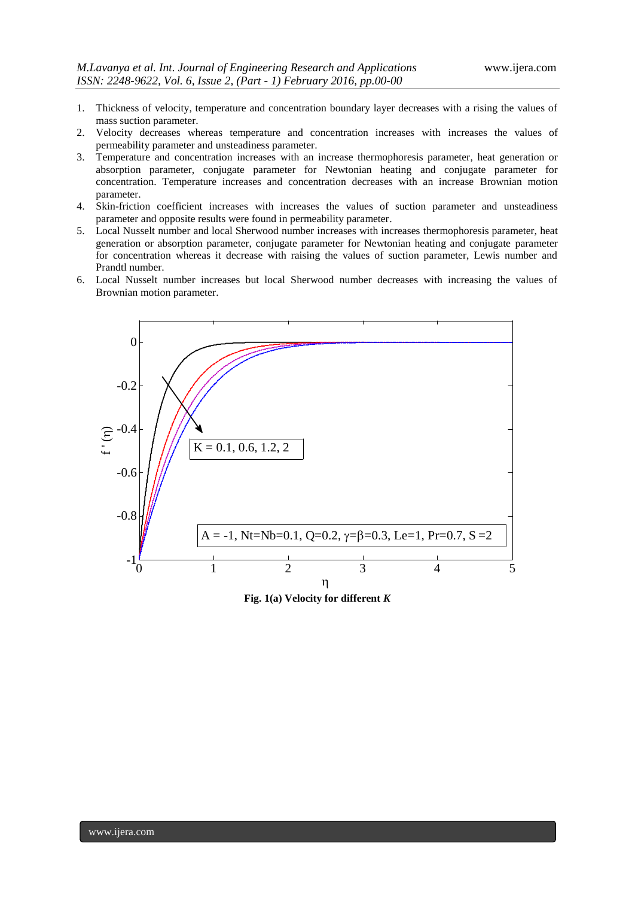1. Thickness of velocity, temperature and concentration boundary layer decreases with a rising the values of mass suction parameter.
2. Velocity decreases whereas temperature and concentration increases with increases the values of permeability parameter and unsteadiness parameter.
3. Temperature and concentration increases with an increase thermophoresis parameter, heat generation or absorption parameter, conjugate parameter for Newtonian heating and conjugate parameter for concentration. Temperature increases and concentration decreases with an increase Brownian motion parameter.
4. Skin-friction coefficient increases with increases the values of suction parameter and unsteadiness parameter and opposite results were found in permeability parameter.
5. Local Nusselt number and local Sherwood number increases with increases thermophoresis parameter, heat generation or absorption parameter, conjugate parameter for Newtonian heating and conjugate parameter for concentration whereas it decrease with raising the values of suction parameter, Lewis number and Prandtl number.
6. Local Nusselt number increases but local Sherwood number decreases with increasing the values of Brownian motion parameter.

**Fig. 1(a) Velocity for different *K***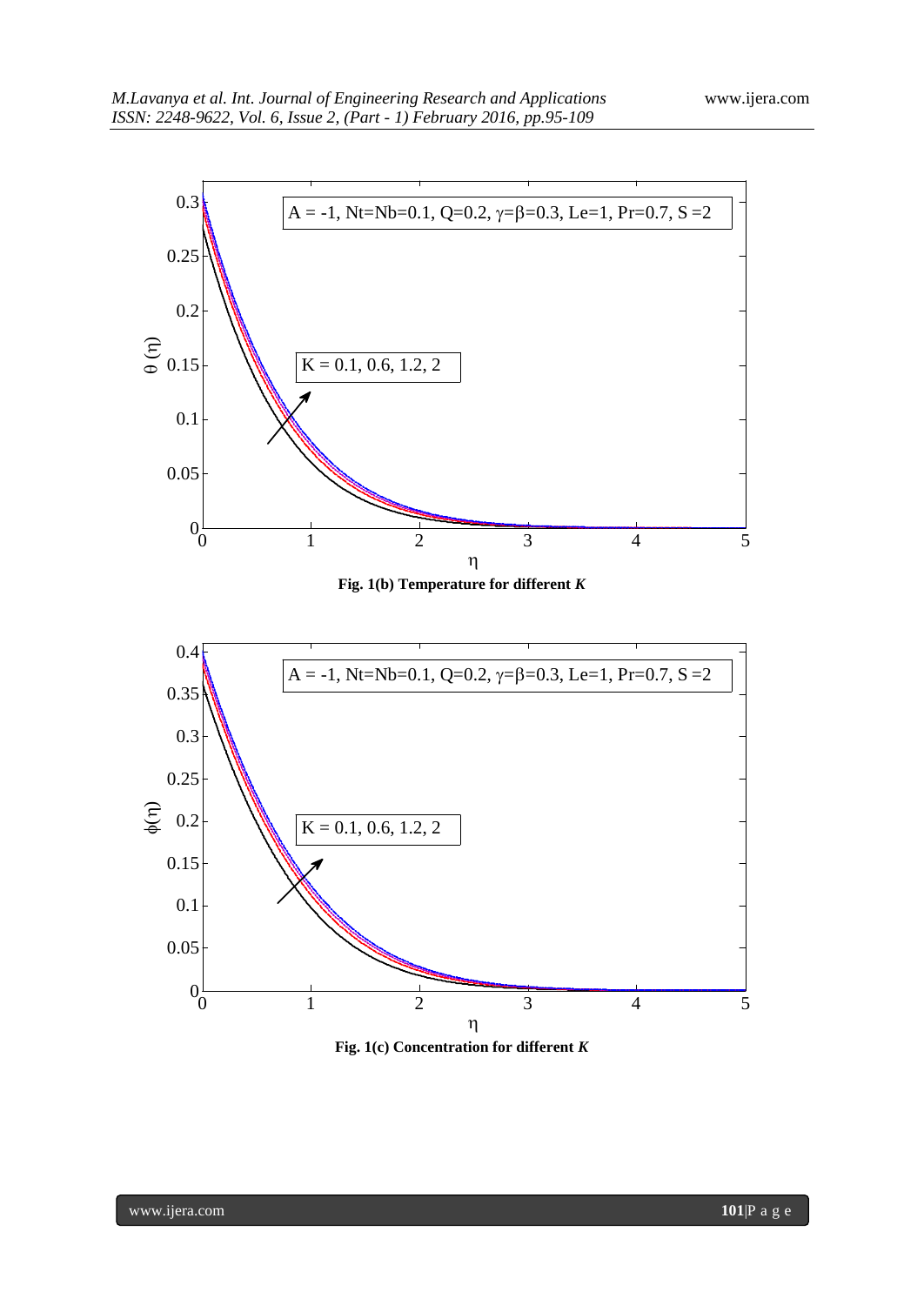Fig. 1(b) Temperature for different $K$

Fig. 1(c) Concentration for different $K$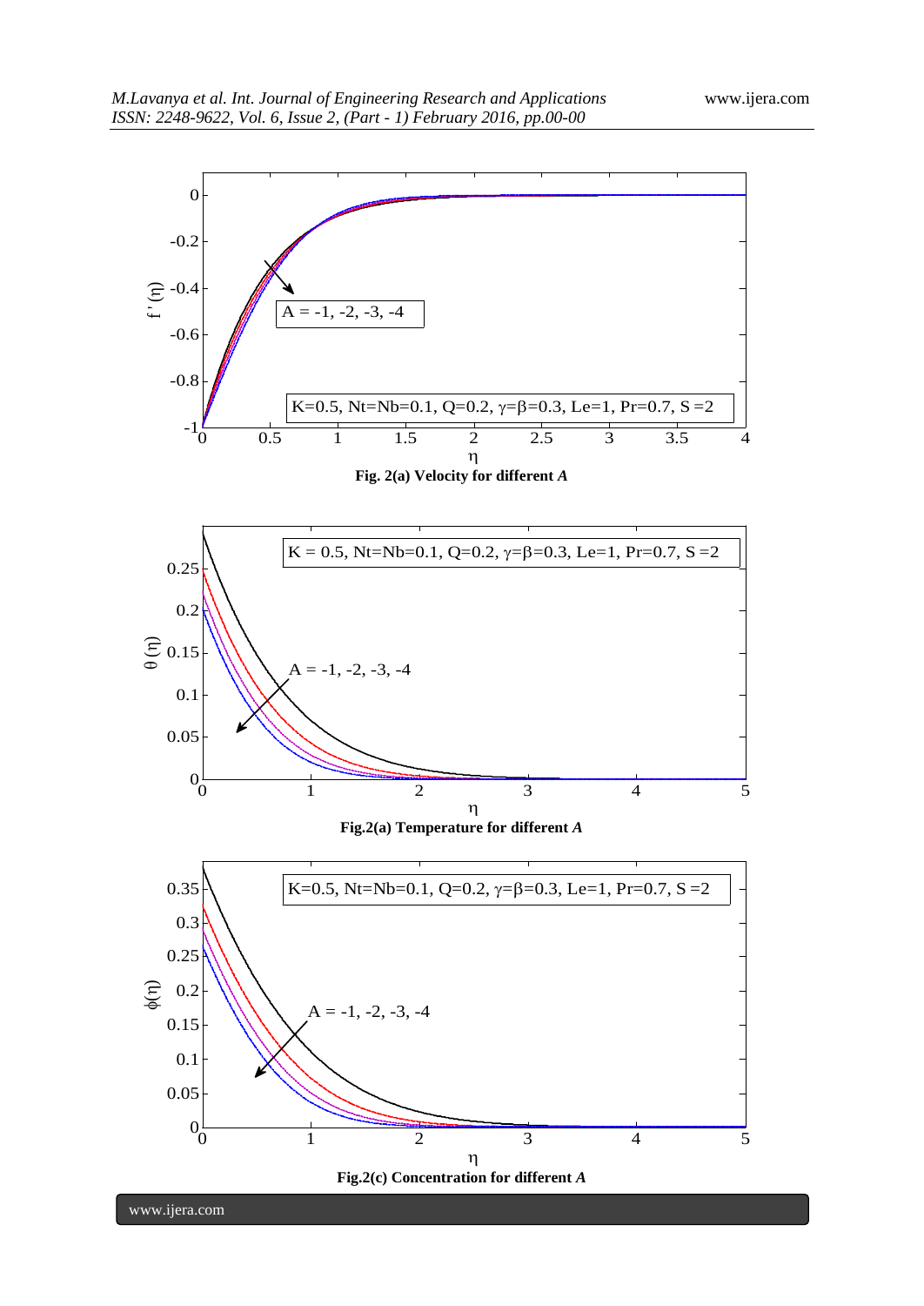**Fig. 2(a) Velocity for different *A***

**Fig.2(a) Temperature for different *A***

**Fig.2(c) Concentration for different *A***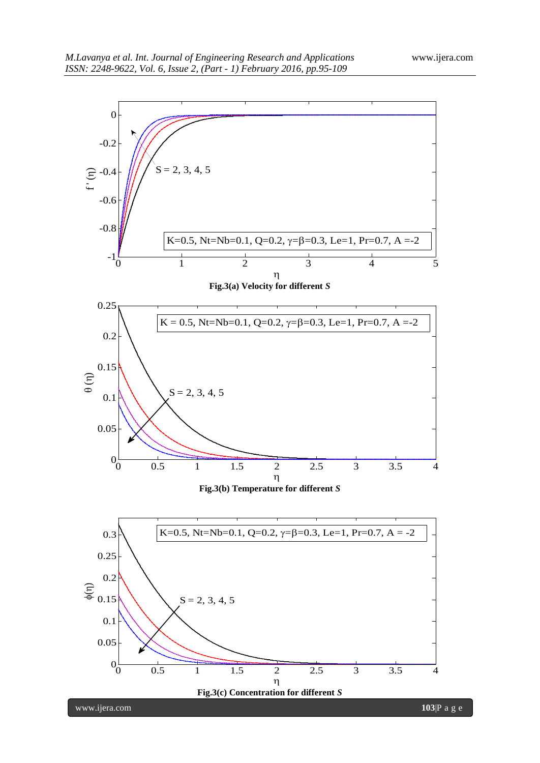**Fig.3(a) Velocity for different *S***

**Fig.3(b) Temperature for different *S***

**Fig.3(c) Concentration for different *S***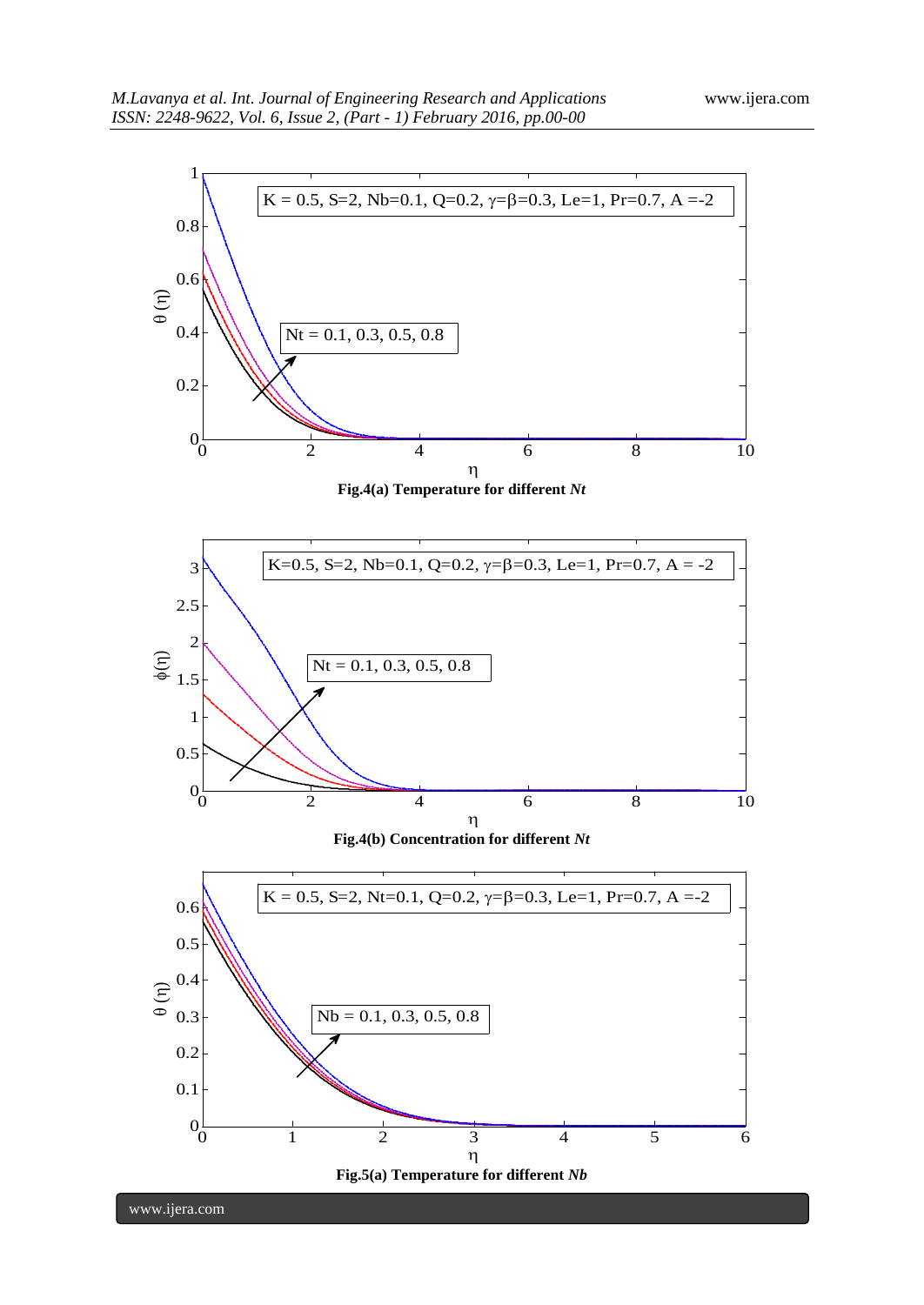**Fig.4(a) Temperature for different *Nt***

**Fig.4(b) Concentration for different *Nt***

**Fig.5(a) Temperature for different *Nb***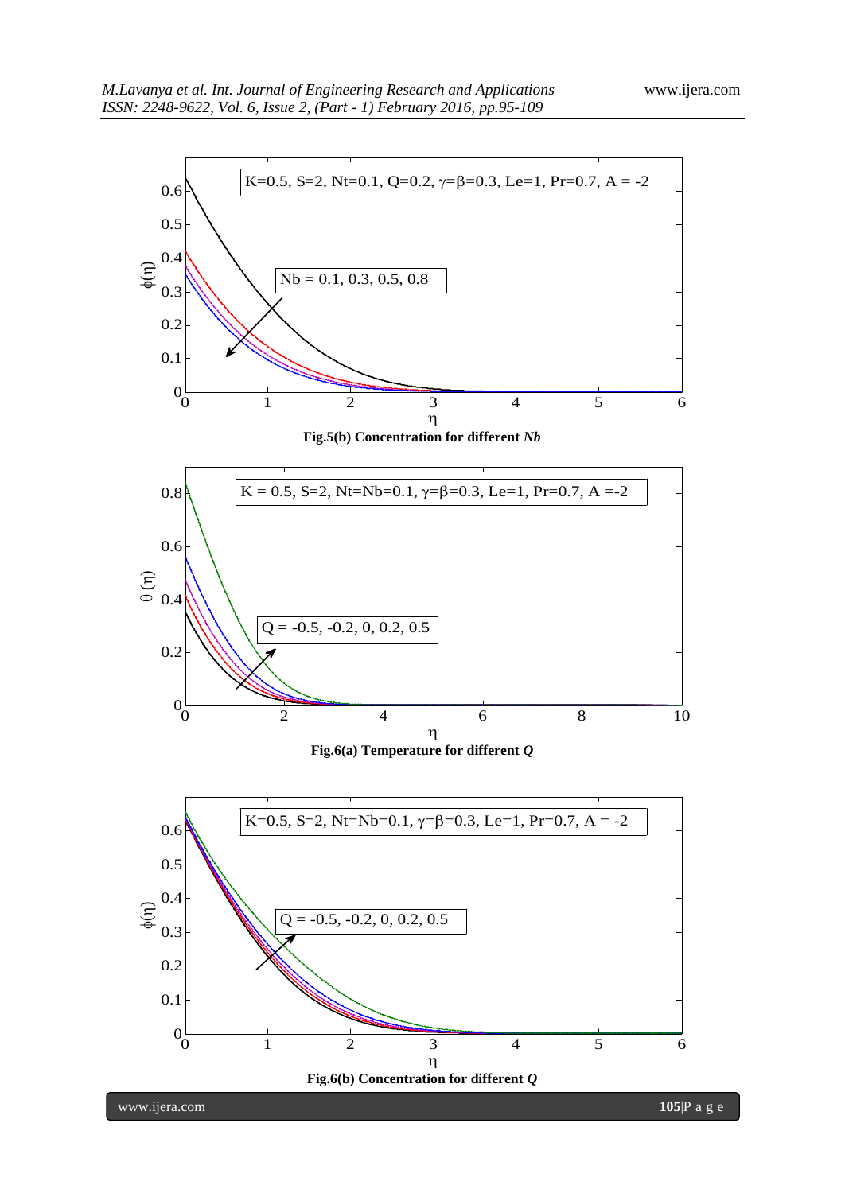K=0.5, S=2, Nt=0.1, Q=0.2, $\gamma=\beta=0.3$, Le=1, Pr=0.7, A = -2

Nb = 0.1, 0.3, 0.5, 0.8

**Fig.5(b) Concentration for different *Nb***

K = 0.5, S=2, Nt=Nb=0.1, $\gamma=\beta=0.3$, Le=1, Pr=0.7, A =-2

Q = -0.5, -0.2, 0, 0.2, 0.5

**Fig.6(a) Temperature for different *Q***

K=0.5, S=2, Nt=Nb=0.1, $\gamma=\beta=0.3$, Le=1, Pr=0.7, A = -2

Q = -0.5, -0.2, 0, 0.2, 0.5

**Fig.6(b) Concentration for different *Q***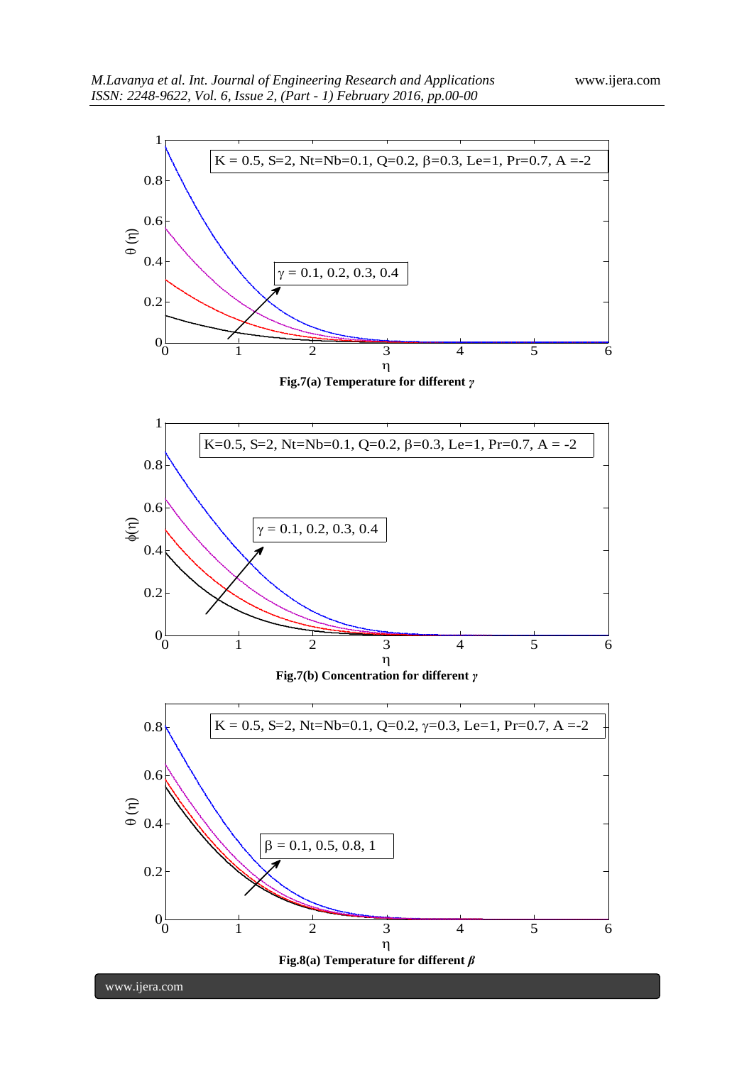Fig.7(a) Temperature for different $\gamma$

Fig.7(b) Concentration for different $\gamma$

Fig.8(a) Temperature for different $\beta$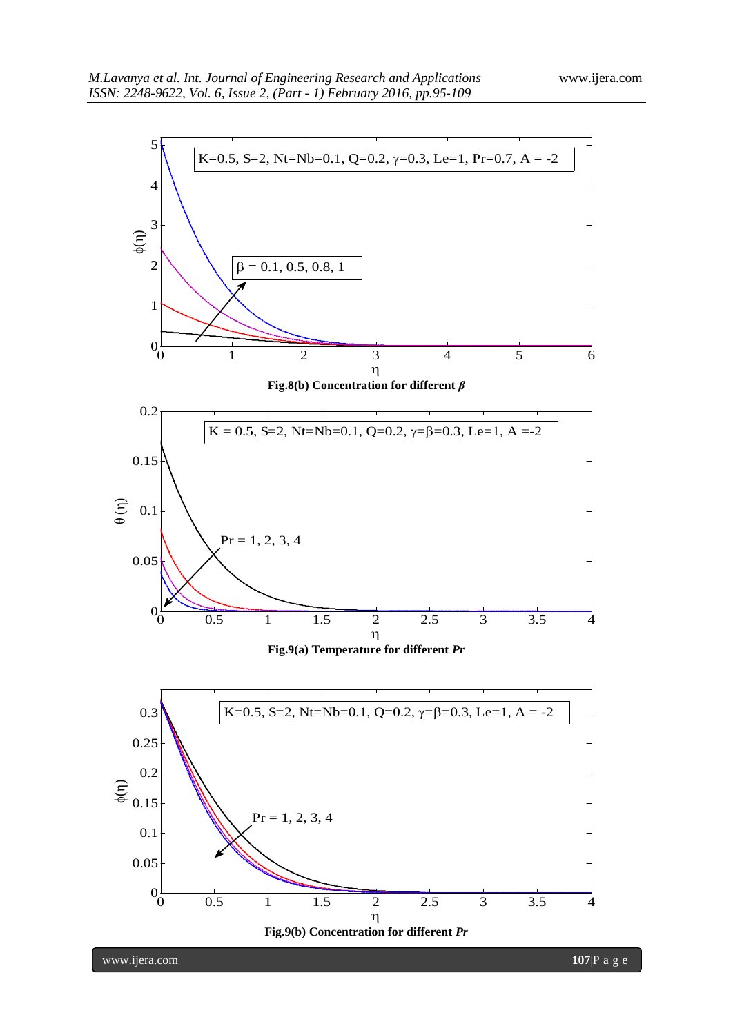**Fig.8(b) Concentration for different $\beta$**

**Fig.9(a) Temperature for different $Pr$**

**Fig.9(b) Concentration for different $Pr$**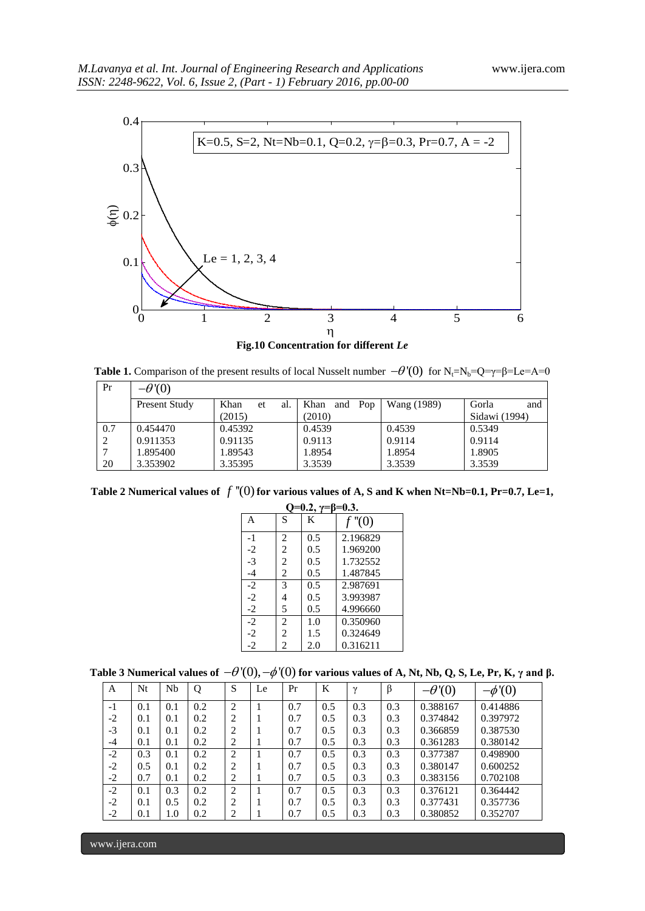Fig.10 Concentration for different *Le*

**Table 1.** Comparison of the present results of local Nusselt number $-\theta'(0)$ for $N_t$=$N_b$=Q=γ=β=Le=A=0

| Pr | $-\theta'(0)$ | | | | |
|---|---|---|---|---|---|
| | Present Study | Khan et al. (2015) | Khan and Pop (2010) | Wang (1989) | Gorla and Sidawi (1994) |
| 0.7 | 0.454470 | 0.45392 | 0.4539 | 0.4539 | 0.5349 |
| 2 | 0.911353 | 0.91135 | 0.9113 | 0.9114 | 0.9114 |
| 7 | 1.895400 | 1.89543 | 1.8954 | 1.8954 | 1.8905 |
| 20 | 3.353902 | 3.35395 | 3.3539 | 3.3539 | 3.3539 |

**Table 2 Numerical values of $f''(0)$ for various values of A, S and K when Nt=Nb=0.1, Pr=0.7, Le=1, Q=0.2, γ=β=0.3.**

| A | S | K | $f''(0)$ |
|---|---|---|---|
| -1 | 2 | 0.5 | 2.196829 |
| -2 | 2 | 0.5 | 1.969200 |
| -3 | 2 | 0.5 | 1.732552 |
| -4 | 2 | 0.5 | 1.487845 |
| -2 | 3 | 0.5 | 2.987691 |
| -2 | 4 | 0.5 | 3.993987 |
| -2 | 5 | 0.5 | 4.996660 |
| -2 | 2 | 1.0 | 0.350960 |
| -2 | 2 | 1.5 | 0.324649 |
| -2 | 2 | 2.0 | 0.316211 |

**Table 3 Numerical values of $-\theta'(0), -\phi'(0)$ for various values of A, Nt, Nb, Q, S, Le, Pr, K, γ and β.**

| A | Nt | Nb | Q | S | Le | Pr | K | γ | β | $-\theta'(0)$ | $-\phi'(0)$ |
|---|---|---|---|---|---|---|---|---|---|---|---|
| -1 | 0.1 | 0.1 | 0.2 | 2 | 1 | 0.7 | 0.5 | 0.3 | 0.3 | 0.388167 | 0.414886 |
| -2 | 0.1 | 0.1 | 0.2 | 2 | 1 | 0.7 | 0.5 | 0.3 | 0.3 | 0.374842 | 0.397972 |
| -3 | 0.1 | 0.1 | 0.2 | 2 | 1 | 0.7 | 0.5 | 0.3 | 0.3 | 0.366859 | 0.387530 |
| -4 | 0.1 | 0.1 | 0.2 | 2 | 1 | 0.7 | 0.5 | 0.3 | 0.3 | 0.361283 | 0.380142 |
| -2 | 0.3 | 0.1 | 0.2 | 2 | 1 | 0.7 | 0.5 | 0.3 | 0.3 | 0.377387 | 0.498900 |
| -2 | 0.5 | 0.1 | 0.2 | 2 | 1 | 0.7 | 0.5 | 0.3 | 0.3 | 0.380147 | 0.600252 |
| -2 | 0.7 | 0.1 | 0.2 | 2 | 1 | 0.7 | 0.5 | 0.3 | 0.3 | 0.383156 | 0.702108 |
| -2 | 0.1 | 0.3 | 0.2 | 2 | 1 | 0.7 | 0.5 | 0.3 | 0.3 | 0.376121 | 0.364442 |
| -2 | 0.1 | 0.5 | 0.2 | 2 | 1 | 0.7 | 0.5 | 0.3 | 0.3 | 0.377431 | 0.357736 |
| -2 | 0.1 | 1.0 | 0.2 | 2 | 1 | 0.7 | 0.5 | 0.3 | 0.3 | 0.380852 | 0.352707 |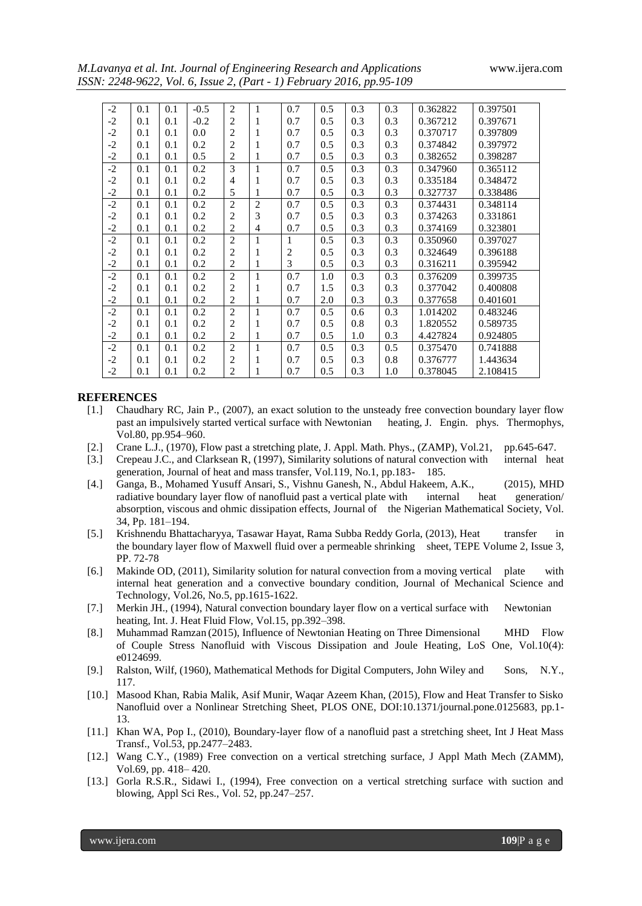| | | | | | | | | | | | |
|---|---|---|---|---|---|---|---|---|---|---|---|
| -2 | 0.1 | 0.1 | -0.5 | 2 | 1 | 0.7 | 0.5 | 0.3 | 0.3 | 0.362822 | 0.397501 |
| -2 | 0.1 | 0.1 | -0.2 | 2 | 1 | 0.7 | 0.5 | 0.3 | 0.3 | 0.367212 | 0.397671 |
| -2 | 0.1 | 0.1 | 0.0 | 2 | 1 | 0.7 | 0.5 | 0.3 | 0.3 | 0.370717 | 0.397809 |
| -2 | 0.1 | 0.1 | 0.2 | 2 | 1 | 0.7 | 0.5 | 0.3 | 0.3 | 0.374842 | 0.397972 |
| -2 | 0.1 | 0.1 | 0.5 | 2 | 1 | 0.7 | 0.5 | 0.3 | 0.3 | 0.382652 | 0.398287 |
| -2 | 0.1 | 0.1 | 0.2 | 3 | 1 | 0.7 | 0.5 | 0.3 | 0.3 | 0.347960 | 0.365112 |
| -2 | 0.1 | 0.1 | 0.2 | 4 | 1 | 0.7 | 0.5 | 0.3 | 0.3 | 0.335184 | 0.348472 |
| -2 | 0.1 | 0.1 | 0.2 | 5 | 1 | 0.7 | 0.5 | 0.3 | 0.3 | 0.327737 | 0.338486 |
| -2 | 0.1 | 0.1 | 0.2 | 2 | 2 | 0.7 | 0.5 | 0.3 | 0.3 | 0.374431 | 0.348114 |
| -2 | 0.1 | 0.1 | 0.2 | 2 | 3 | 0.7 | 0.5 | 0.3 | 0.3 | 0.374263 | 0.331861 |
| -2 | 0.1 | 0.1 | 0.2 | 2 | 4 | 0.7 | 0.5 | 0.3 | 0.3 | 0.374169 | 0.323801 |
| -2 | 0.1 | 0.1 | 0.2 | 2 | 1 | 1 | 0.5 | 0.3 | 0.3 | 0.350960 | 0.397027 |
| -2 | 0.1 | 0.1 | 0.2 | 2 | 1 | 2 | 0.5 | 0.3 | 0.3 | 0.324649 | 0.396188 |
| -2 | 0.1 | 0.1 | 0.2 | 2 | 1 | 3 | 0.5 | 0.3 | 0.3 | 0.316211 | 0.395942 |
| -2 | 0.1 | 0.1 | 0.2 | 2 | 1 | 0.7 | 1.0 | 0.3 | 0.3 | 0.376209 | 0.399735 |
| -2 | 0.1 | 0.1 | 0.2 | 2 | 1 | 0.7 | 1.5 | 0.3 | 0.3 | 0.377042 | 0.400808 |
| -2 | 0.1 | 0.1 | 0.2 | 2 | 1 | 0.7 | 2.0 | 0.3 | 0.3 | 0.377658 | 0.401601 |
| -2 | 0.1 | 0.1 | 0.2 | 2 | 1 | 0.7 | 0.5 | 0.6 | 0.3 | 1.014202 | 0.483246 |
| -2 | 0.1 | 0.1 | 0.2 | 2 | 1 | 0.7 | 0.5 | 0.8 | 0.3 | 1.820552 | 0.589735 |
| -2 | 0.1 | 0.1 | 0.2 | 2 | 1 | 0.7 | 0.5 | 1.0 | 0.3 | 4.427824 | 0.924805 |
| -2 | 0.1 | 0.1 | 0.2 | 2 | 1 | 0.7 | 0.5 | 0.3 | 0.5 | 0.375470 | 0.741888 |
| -2 | 0.1 | 0.1 | 0.2 | 2 | 1 | 0.7 | 0.5 | 0.3 | 0.8 | 0.376777 | 1.443634 |
| -2 | 0.1 | 0.1 | 0.2 | 2 | 1 | 0.7 | 0.5 | 0.3 | 1.0 | 0.378045 | 2.108415 |

## REFERENCES

[1.] Chaudhary RC, Jain P., (2007), an exact solution to the unsteady free convection boundary layer flow past an impulsively started vertical surface with Newtonian heating, J. Engin. phys. Thermophys, Vol.80, pp.954–960.

[2.] Crane L.J., (1970), Flow past a stretching plate, J. Appl. Math. Phys., (ZAMP), Vol.21, pp.645-647.

[3.] Crepeau J.C., and Clarksean R, (1997), Similarity solutions of natural convection with internal heat generation, Journal of heat and mass transfer, Vol.119, No.1, pp.183- 185.

[4.] Ganga, B., Mohamed Yusuff Ansari, S., Vishnu Ganesh, N., Abdul Hakeem, A.K., (2015), MHD radiative boundary layer flow of nanofluid past a vertical plate with internal heat generation/ absorption, viscous and ohmic dissipation effects, Journal of the Nigerian Mathematical Society, Vol. 34, Pp. 181–194.

[5.] Krishnendu Bhattacharyya, Tasawar Hayat, Rama Subba Reddy Gorla, (2013), Heat transfer in the boundary layer flow of Maxwell fluid over a permeable shrinking sheet, TEPE Volume 2, Issue 3, PP. 72-78

[6.] Makinde OD, (2011), Similarity solution for natural convection from a moving vertical plate with internal heat generation and a convective boundary condition, Journal of Mechanical Science and Technology, Vol.26, No.5, pp.1615-1622.

[7.] Merkin JH., (1994), Natural convection boundary layer flow on a vertical surface with Newtonian heating, Int. J. Heat Fluid Flow, Vol.15, pp.392–398.

[8.] Muhammad Ramzan (2015), Influence of Newtonian Heating on Three Dimensional MHD Flow of Couple Stress Nanofluid with Viscous Dissipation and Joule Heating, LoS One, Vol.10(4): e0124699.

[9.] Ralston, Wilf, (1960), Mathematical Methods for Digital Computers, John Wiley and Sons, N.Y., 117.

[10.] Masood Khan, Rabia Malik, Asif Munir, Waqar Azeem Khan, (2015), Flow and Heat Transfer to Sisko Nanofluid over a Nonlinear Stretching Sheet, PLOS ONE, DOI:10.1371/journal.pone.0125683, pp.1-13.

[11.] Khan WA, Pop I., (2010), Boundary-layer flow of a nanofluid past a stretching sheet, Int J Heat Mass Transf., Vol.53, pp.2477–2483.

[12.] Wang C.Y., (1989) Free convection on a vertical stretching surface, J Appl Math Mech (ZAMM), Vol.69, pp. 418– 420.

[13.] Gorla R.S.R., Sidawi I., (1994), Free convection on a vertical stretching surface with suction and blowing, Appl Sci Res., Vol. 52, pp.247–257.